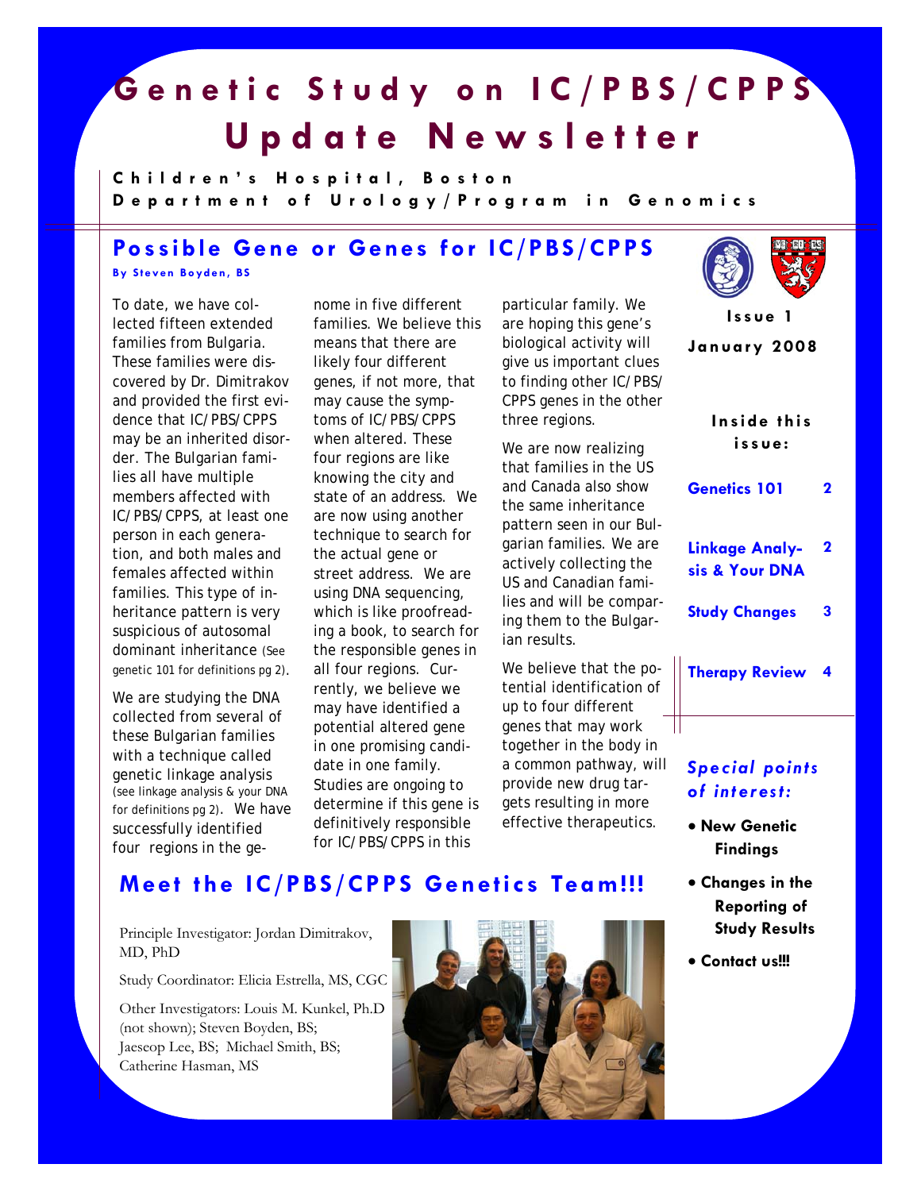# Genetic Study on IC/PBS/CPPS Update Newsletter

**Children's Hospital, Boston**
**Department of Urology/Program in Genomics**

Issue 1
January 2008

**Inside this issue:**

- Genetics 101 — 2
- Linkage Analysis & Your DNA — 2
- Study Changes — 3
- Therapy Review — 4

***Special points of interest:***

- **New Genetic Findings**
- **Changes in the Reporting of Study Results**
- **Contact us!!!**

## Possible Gene or Genes for IC/PBS/CPPS

**By Steven Boyden, BS**

To date, we have collected fifteen extended families from Bulgaria. These families were discovered by Dr. Dimitrakov and provided the first evidence that IC/PBS/CPPS may be an inherited disorder. The Bulgarian families all have multiple members affected with IC/PBS/CPPS, at least one person in each generation, and both males and females affected within families. This type of inheritance pattern is very suspicious of autosomal dominant inheritance (See genetic 101 for definitions pg 2).

We are studying the DNA collected from several of these Bulgarian families with a technique called genetic linkage analysis (see linkage analysis & your DNA for definitions pg 2). We have successfully identified four regions in the genome in five different families. We believe this means that there are likely four different genes, if not more, that may cause the symptoms of IC/PBS/CPPS when altered. These four regions are like knowing the city and state of an address. We are now using another technique to search for the actual gene or street address. We are using DNA sequencing, which is like proofreading a book, to search for the responsible genes in all four regions. Currently, we believe we may have identified a potential altered gene in one promising candidate in one family. Studies are ongoing to determine if this gene is definitively responsible for IC/PBS/CPPS in this particular family. We are hoping this gene's biological activity will give us important clues to finding other IC/PBS/CPPS genes in the other three regions.

We are now realizing that families in the US and Canada also show the same inheritance pattern seen in our Bulgarian families. We are actively collecting the US and Canadian families and will be comparing them to the Bulgarian results.

We believe that the potential identification of up to four different genes that may work together in the body in a common pathway, will provide new drug targets resulting in more effective therapeutics.

## Meet the IC/PBS/CPPS Genetics Team!!!

Principle Investigator: Jordan Dimitrakov, MD, PhD

Study Coordinator: Elicia Estrella, MS, CGC

Other Investigators: Louis M. Kunkel, Ph.D (not shown); Steven Boyden, BS; Jaeseop Lee, BS; Michael Smith, BS; Catherine Hasman, MS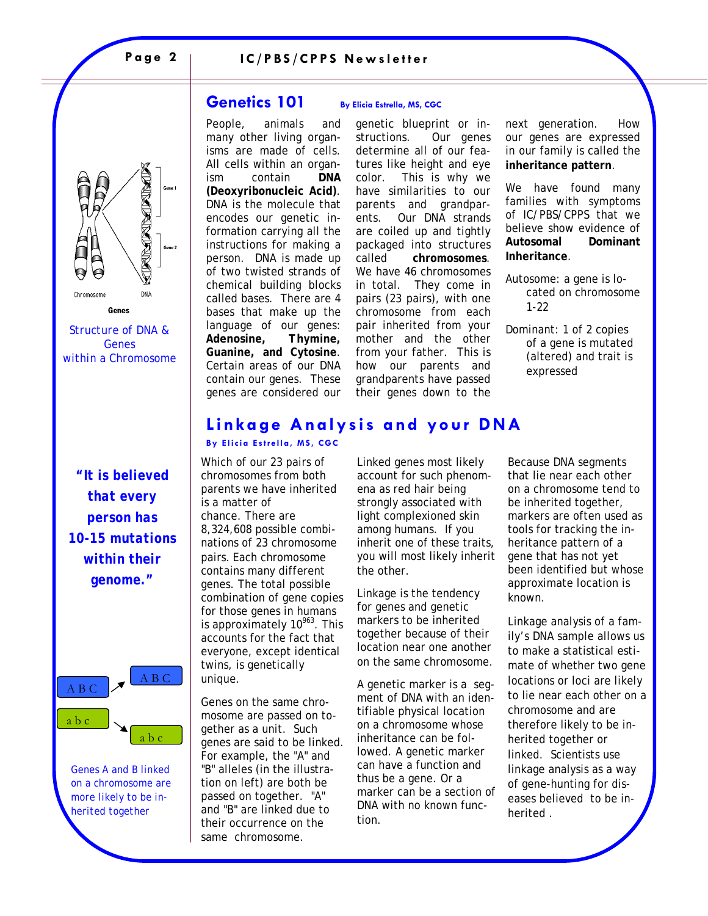## Genetics 101

By Elicia Estrella, MS, CGC

People, animals and many other living organisms are made of cells. All cells within an organism contain **DNA (Deoxyribonucleic Acid)**. DNA is the molecule that encodes our genetic information carrying all the instructions for making a person. DNA is made up of two twisted strands of chemical building blocks called bases. There are 4 bases that make up the language of our genes: **Adenosine, Thymine, Guanine, and Cytosine**. Certain areas of our DNA contain our genes. These genes are considered our genetic blueprint or instructions. Our genes determine all of our features like height and eye color. This is why we have similarities to our parents and grandparents. Our DNA strands are coiled up and tightly packaged into structures called **chromosomes**. We have 46 chromosomes in total. They come in pairs (23 pairs), with one chromosome from each pair inherited from your mother and the other from your father. This is how our parents and grandparents have passed their genes down to the next generation. How our genes are expressed in our family is called the **inheritance pattern**.

We have found many families with symptoms of IC/PBS/CPPS that we believe show evidence of **Autosomal Dominant Inheritance**.

Autosome: a gene is located on chromosome 1-22

Dominant: 1 of 2 copies of a gene is mutated (altered) and trait is expressed

Chromosome DNA Gene 1 Gene 2

**Genes**

Structure of DNA & Genes within a Chromosome

## Linkage Analysis and your DNA

By Elicia Estrella, MS, CGC

***"It is believed that every person has 10-15 mutations within their genome."***

Which of our 23 pairs of chromosomes from both parents we have inherited is a matter of chance. There are 8,324,608 possible combinations of 23 chromosome pairs. Each chromosome contains many different genes. The total possible combination of gene copies for those genes in humans is approximately $10^{963}$. This accounts for the fact that everyone, except identical twins, is genetically unique.

Genes on the same chromosome are passed on together as a unit. Such genes are said to be linked. For example, the "A" and "B" alleles (in the illustration on left) are both be passed on together. "A" and "B" are linked due to their occurrence on the same chromosome.

Linked genes most likely account for such phenomena as red hair being strongly associated with light complexioned skin among humans. If you inherit one of these traits, you will most likely inherit the other.

Linkage is the tendency for genes and genetic markers to be inherited together because of their location near one another on the same chromosome.

A genetic marker is a segment of DNA with an identifiable physical location on a chromosome whose inheritance can be followed. A genetic marker can have a function and thus be a gene. Or a marker can be a section of DNA with no known function.

Because DNA segments that lie near each other on a chromosome tend to be inherited together, markers are often used as tools for tracking the inheritance pattern of a gene that has not yet been identified but whose approximate location is known.

Linkage analysis of a family's DNA sample allows us to make a statistical estimate of whether two gene locations or loci are likely to lie near each other on a chromosome and are therefore likely to be inherited together or linked. Scientists use linkage analysis as a way of gene-hunting for diseases believed to be inherited .

A B C → A B C

a b c → a b c

Genes A and B linked on a chromosome are more likely to be inherited together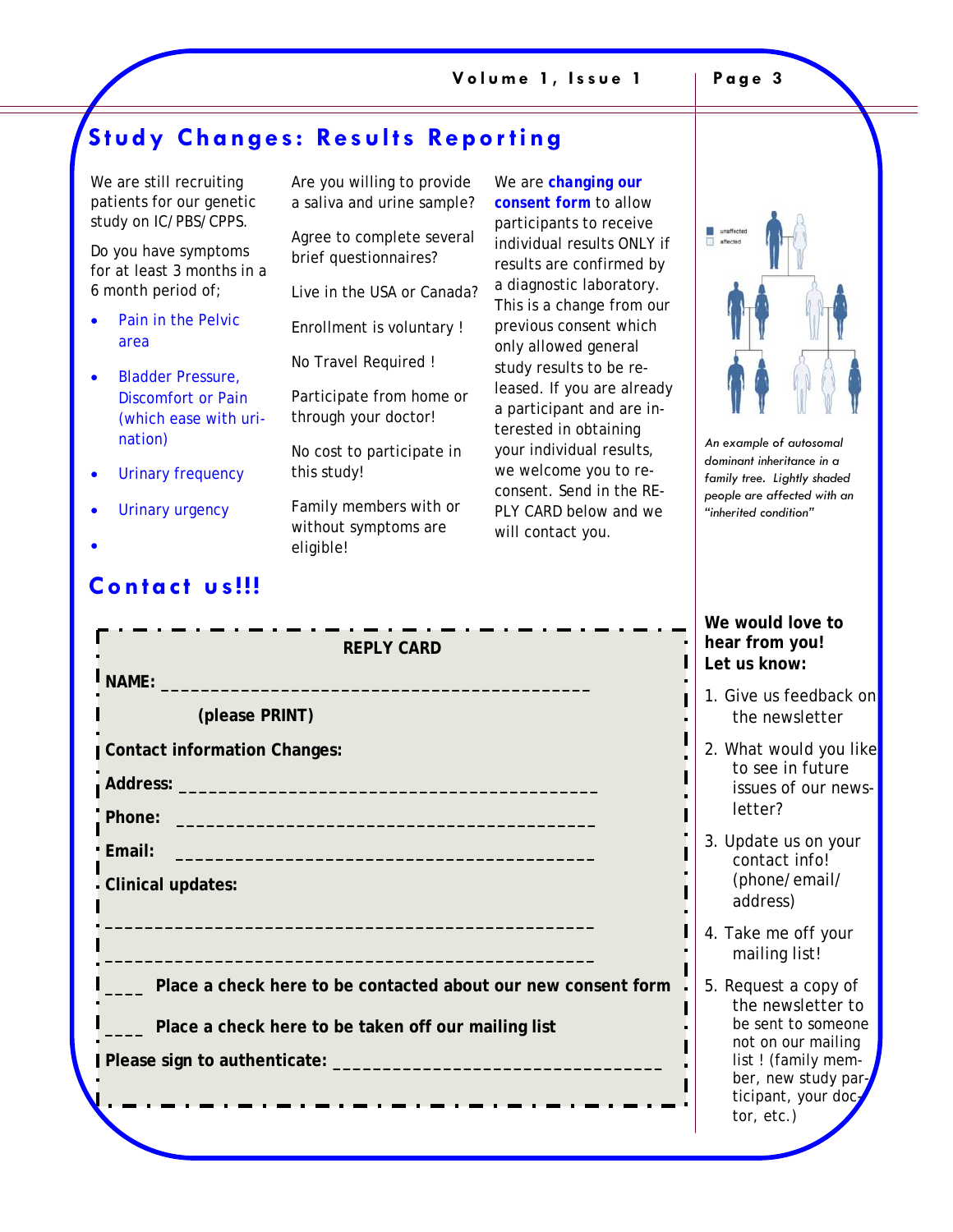## Study Changes: Results Reporting

We are still recruiting patients for our genetic study on IC/PBS/CPPS.

Do you have symptoms for at least 3 months in a 6 month period of;

- Pain in the Pelvic area
- Bladder Pressure, Discomfort or Pain (which ease with urination)
- Urinary frequency
- Urinary urgency

Are you willing to provide a saliva and urine sample?

Agree to complete several brief questionnaires?

Live in the USA or Canada?

Enrollment is voluntary !

No Travel Required !

Participate from home or through your doctor!

No cost to participate in this study!

Family members with or without symptoms are eligible!

We are **changing our consent form** to allow participants to receive individual results ONLY if results are confirmed by a diagnostic laboratory. This is a change from our previous consent which only allowed general study results to be released. If you are already a participant and are interested in obtaining your individual results, we welcome you to re-consent. Send in the REPLY CARD below and we will contact you.

*An example of autosomal dominant inheritance in a family tree. Lightly shaded people are affected with an "inherited condition"*

## Contact us!!!

**REPLY CARD**

**NAME:** ___________________________________________

**(please PRINT)**

**Contact information Changes:**

**Address:** __________________________________________

**Phone:** __________________________________________

**Email:** __________________________________________

**Clinical updates:**

_________________________________________________

_________________________________________________

____ **Place a check here to be contacted about our new consent form**

____ **Place a check here to be taken off our mailing list**

**Please sign to authenticate:** _________________________________

**We would love to hear from you! Let us know:**

1. Give us feedback on the newsletter
2. What would you like to see in future issues of our newsletter?
3. Update us on your contact info! (phone/email/address)
4. Take me off your mailing list!
5. Request a copy of the newsletter to be sent to someone not on our mailing list ! (family member, new study participant, your doctor, etc.)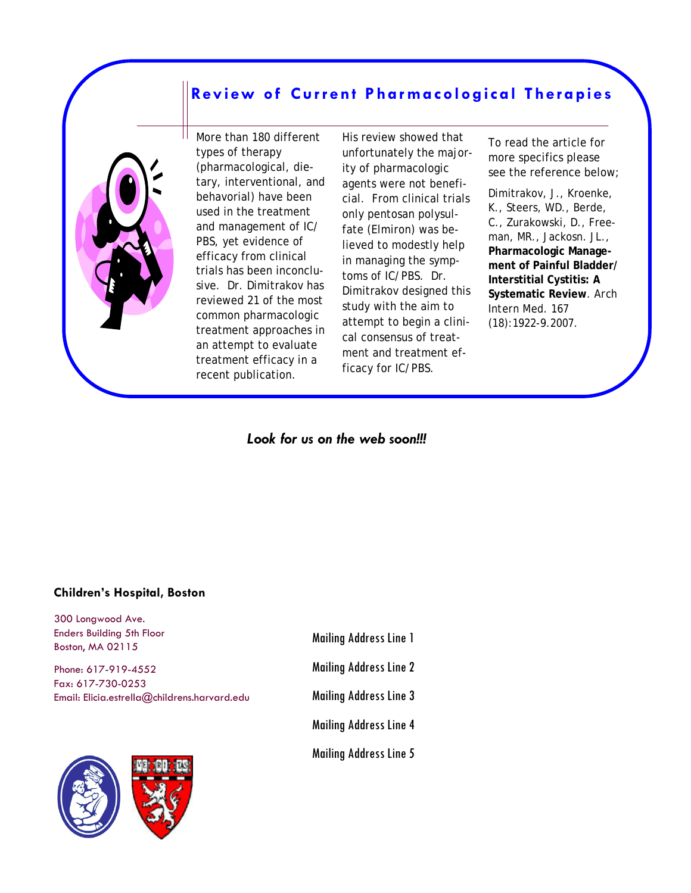## Review of Current Pharmacological Therapies

More than 180 different types of therapy (pharmacological, dietary, interventional, and behavorial) have been used in the treatment and management of IC/PBS, yet evidence of efficacy from clinical trials has been inconclusive. Dr. Dimitrakov has reviewed 21 of the most common pharmacologic treatment approaches in an attempt to evaluate treatment efficacy in a recent publication.

His review showed that unfortunately the majority of pharmacologic agents were not beneficial. From clinical trials only pentosan polysulfate (Elmiron) was believed to modestly help in managing the symptoms of IC/PBS. Dr. Dimitrakov designed this study with the aim to attempt to begin a clinical consensus of treatment and treatment efficacy for IC/PBS.

To read the article for more specifics please see the reference below;

Dimitrakov, J., Kroenke, K., Steers, WD., Berde, C., Zurakowski, D., Freeman, MR., Jackosn. JL., **Pharmacologic Management of Painful Bladder/ Interstitial Cystitis: A Systematic Review**. Arch Intern Med. 167 (18):1922-9.2007.

***Look for us on the web soon!!!***

**Children's Hospital, Boston**

300 Longwood Ave.
Enders Building 5th Floor
Boston, MA 02115

Phone: 617-919-4552
Fax: 617-730-0253
Email: Elicia.estrella@childrens.harvard.edu

Mailing Address Line 1

Mailing Address Line 2

Mailing Address Line 3

Mailing Address Line 4

Mailing Address Line 5